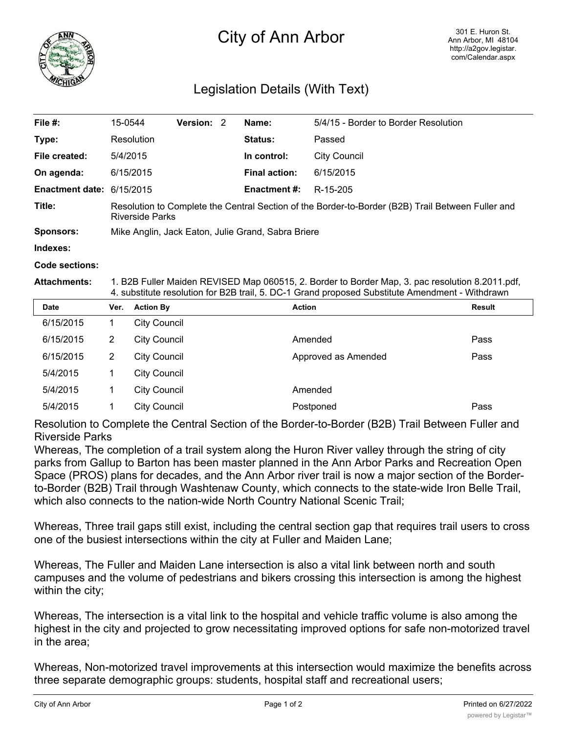# City of Ann Arbor

301 E. Huron St.
Ann Arbor, MI 48104
http://a2gov.legistar.com/Calendar.aspx

## Legislation Details (With Text)

| | | | | | |
|---|---|---|---|---|---|
| **File #:** | 15-0544 | **Version:** 2 | | **Name:** | 5/4/15 - Border to Border Resolution |
| **Type:** | Resolution | | | **Status:** | Passed |
| **File created:** | 5/4/2015 | | | **In control:** | City Council |
| **On agenda:** | 6/15/2015 | | | **Final action:** | 6/15/2015 |
| **Enactment date:** | 6/15/2015 | | | **Enactment #:** | R-15-205 |

**Title:** Resolution to Complete the Central Section of the Border-to-Border (B2B) Trail Between Fuller and Riverside Parks

**Sponsors:** Mike Anglin, Jack Eaton, Julie Grand, Sabra Briere

**Indexes:**

**Code sections:**

**Attachments:** 1. B2B Fuller Maiden REVISED Map 060515, 2. Border to Border Map, 3. pac resolution 8.2011.pdf, 4. substitute resolution for B2B trail, 5. DC-1 Grand proposed Substitute Amendment - Withdrawn

| Date | Ver. | Action By | Action | Result |
|---|---|---|---|---|
| 6/15/2015 | 1 | City Council | | |
| 6/15/2015 | 2 | City Council | Amended | Pass |
| 6/15/2015 | 2 | City Council | Approved as Amended | Pass |
| 5/4/2015 | 1 | City Council | | |
| 5/4/2015 | 1 | City Council | Amended | |
| 5/4/2015 | 1 | City Council | Postponed | Pass |

Resolution to Complete the Central Section of the Border-to-Border (B2B) Trail Between Fuller and Riverside Parks

Whereas, The completion of a trail system along the Huron River valley through the string of city parks from Gallup to Barton has been master planned in the Ann Arbor Parks and Recreation Open Space (PROS) plans for decades, and the Ann Arbor river trail is now a major section of the Border-to-Border (B2B) Trail through Washtenaw County, which connects to the state-wide Iron Belle Trail, which also connects to the nation-wide North Country National Scenic Trail;

Whereas, Three trail gaps still exist, including the central section gap that requires trail users to cross one of the busiest intersections within the city at Fuller and Maiden Lane;

Whereas, The Fuller and Maiden Lane intersection is also a vital link between north and south campuses and the volume of pedestrians and bikers crossing this intersection is among the highest within the city;

Whereas, The intersection is a vital link to the hospital and vehicle traffic volume is also among the highest in the city and projected to grow necessitating improved options for safe non-motorized travel in the area;

Whereas, Non-motorized travel improvements at this intersection would maximize the benefits across three separate demographic groups: students, hospital staff and recreational users;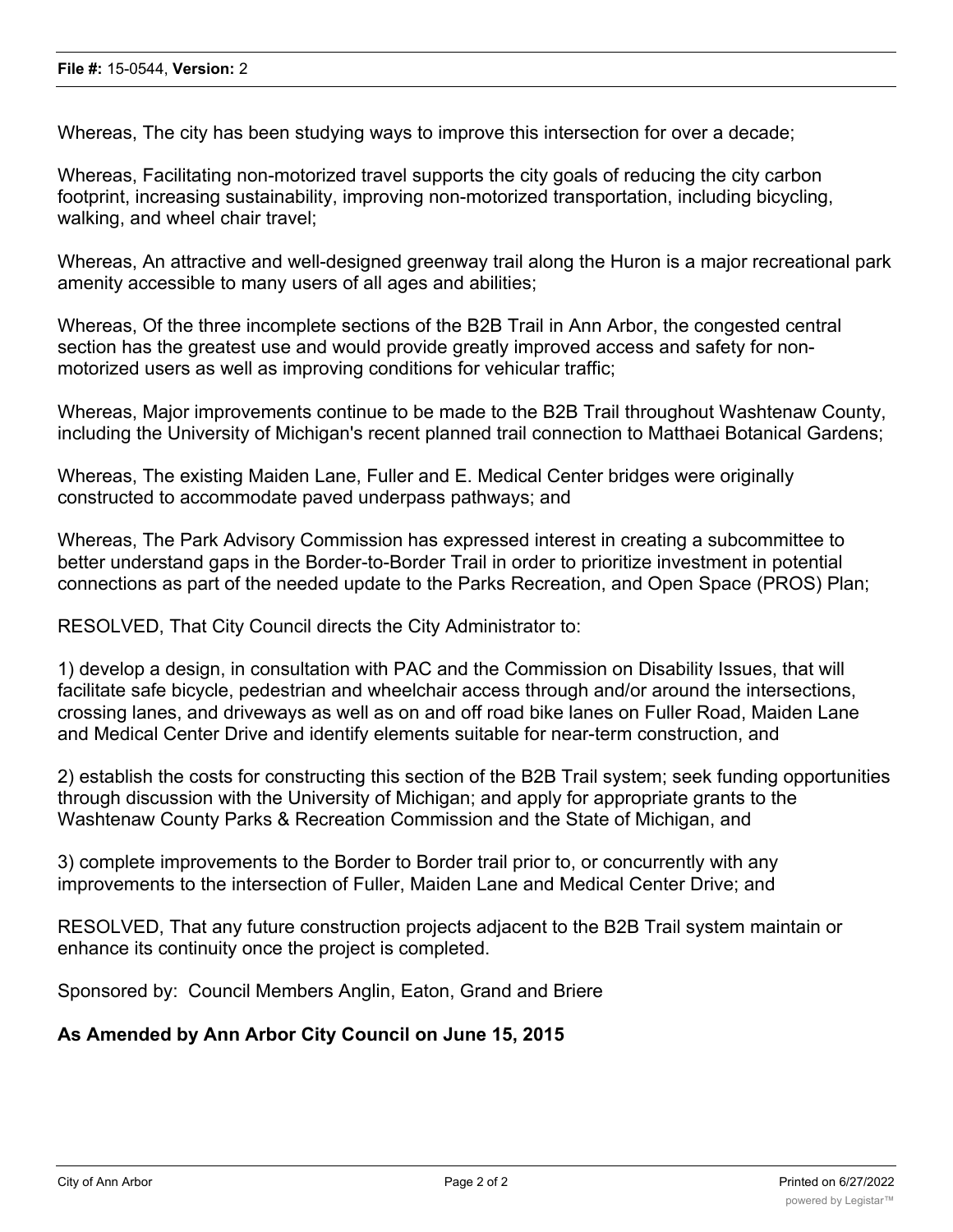Whereas, The city has been studying ways to improve this intersection for over a decade;

Whereas, Facilitating non-motorized travel supports the city goals of reducing the city carbon footprint, increasing sustainability, improving non-motorized transportation, including bicycling, walking, and wheel chair travel;

Whereas, An attractive and well-designed greenway trail along the Huron is a major recreational park amenity accessible to many users of all ages and abilities;

Whereas, Of the three incomplete sections of the B2B Trail in Ann Arbor, the congested central section has the greatest use and would provide greatly improved access and safety for non-motorized users as well as improving conditions for vehicular traffic;

Whereas, Major improvements continue to be made to the B2B Trail throughout Washtenaw County, including the University of Michigan's recent planned trail connection to Matthaei Botanical Gardens;

Whereas, The existing Maiden Lane, Fuller and E. Medical Center bridges were originally constructed to accommodate paved underpass pathways; and

Whereas, The Park Advisory Commission has expressed interest in creating a subcommittee to better understand gaps in the Border-to-Border Trail in order to prioritize investment in potential connections as part of the needed update to the Parks Recreation, and Open Space (PROS) Plan;

RESOLVED, That City Council directs the City Administrator to:

1) develop a design, in consultation with PAC and the Commission on Disability Issues, that will facilitate safe bicycle, pedestrian and wheelchair access through and/or around the intersections, crossing lanes, and driveways as well as on and off road bike lanes on Fuller Road, Maiden Lane and Medical Center Drive and identify elements suitable for near-term construction, and

2) establish the costs for constructing this section of the B2B Trail system; seek funding opportunities through discussion with the University of Michigan; and apply for appropriate grants to the Washtenaw County Parks & Recreation Commission and the State of Michigan, and

3) complete improvements to the Border to Border trail prior to, or concurrently with any improvements to the intersection of Fuller, Maiden Lane and Medical Center Drive; and

RESOLVED, That any future construction projects adjacent to the B2B Trail system maintain or enhance its continuity once the project is completed.

Sponsored by: Council Members Anglin, Eaton, Grand and Briere

**As Amended by Ann Arbor City Council on June 15, 2015**